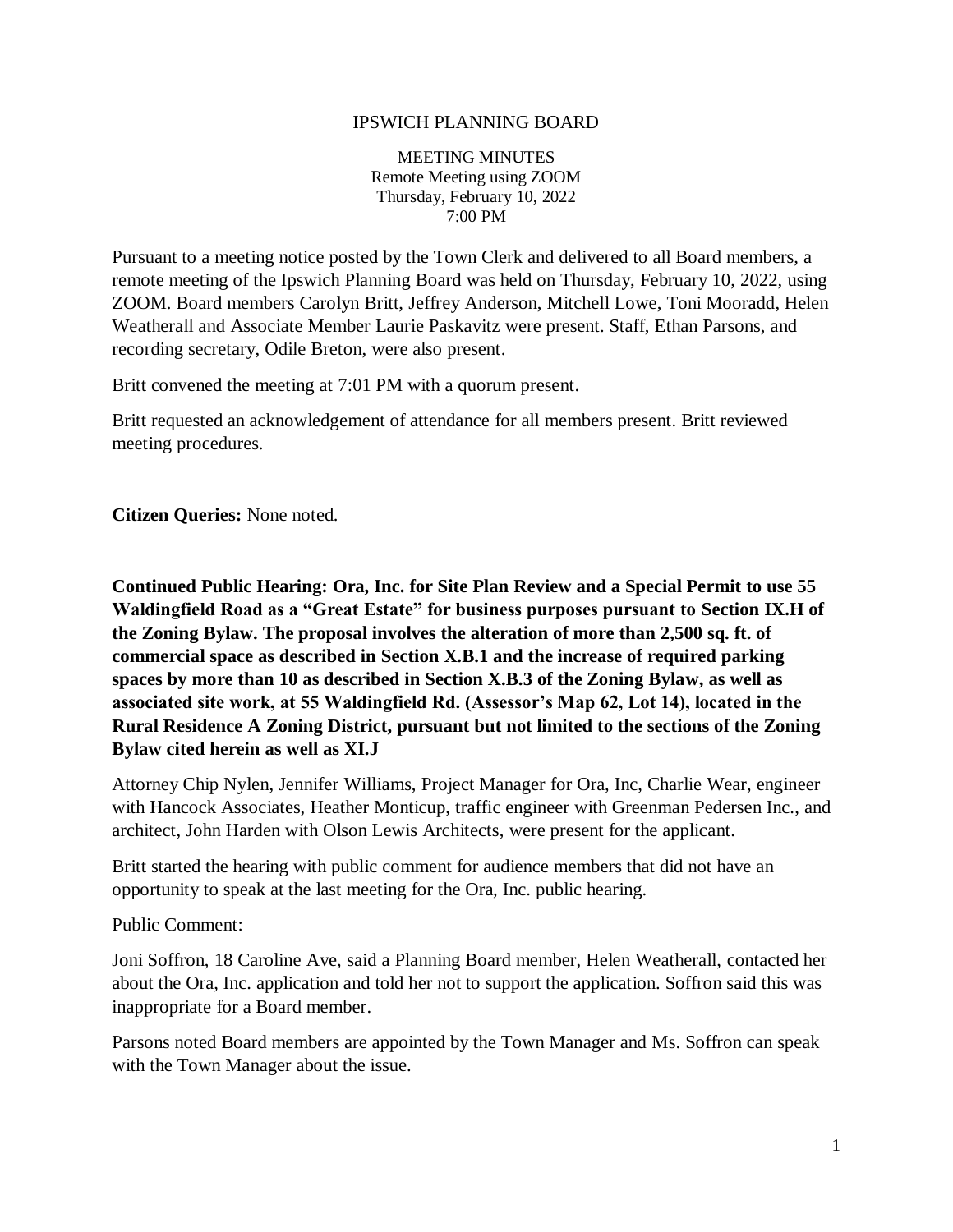# IPSWICH PLANNING BOARD

MEETING MINUTES
Remote Meeting using ZOOM
Thursday, February 10, 2022
7:00 PM

Pursuant to a meeting notice posted by the Town Clerk and delivered to all Board members, a remote meeting of the Ipswich Planning Board was held on Thursday, February 10, 2022, using ZOOM. Board members Carolyn Britt, Jeffrey Anderson, Mitchell Lowe, Toni Mooradd, Helen Weatherall and Associate Member Laurie Paskavitz were present. Staff, Ethan Parsons, and recording secretary, Odile Breton, were also present.

Britt convened the meeting at 7:01 PM with a quorum present.

Britt requested an acknowledgement of attendance for all members present. Britt reviewed meeting procedures.

**Citizen Queries:** None noted.

**Continued Public Hearing: Ora, Inc. for Site Plan Review and a Special Permit to use 55 Waldingfield Road as a "Great Estate" for business purposes pursuant to Section IX.H of the Zoning Bylaw. The proposal involves the alteration of more than 2,500 sq. ft. of commercial space as described in Section X.B.1 and the increase of required parking spaces by more than 10 as described in Section X.B.3 of the Zoning Bylaw, as well as associated site work, at 55 Waldingfield Rd. (Assessor's Map 62, Lot 14), located in the Rural Residence A Zoning District, pursuant but not limited to the sections of the Zoning Bylaw cited herein as well as XI.J**

Attorney Chip Nylen, Jennifer Williams, Project Manager for Ora, Inc, Charlie Wear, engineer with Hancock Associates, Heather Monticup, traffic engineer with Greenman Pedersen Inc., and architect, John Harden with Olson Lewis Architects, were present for the applicant.

Britt started the hearing with public comment for audience members that did not have an opportunity to speak at the last meeting for the Ora, Inc. public hearing.

Public Comment:

Joni Soffron, 18 Caroline Ave, said a Planning Board member, Helen Weatherall, contacted her about the Ora, Inc. application and told her not to support the application. Soffron said this was inappropriate for a Board member.

Parsons noted Board members are appointed by the Town Manager and Ms. Soffron can speak with the Town Manager about the issue.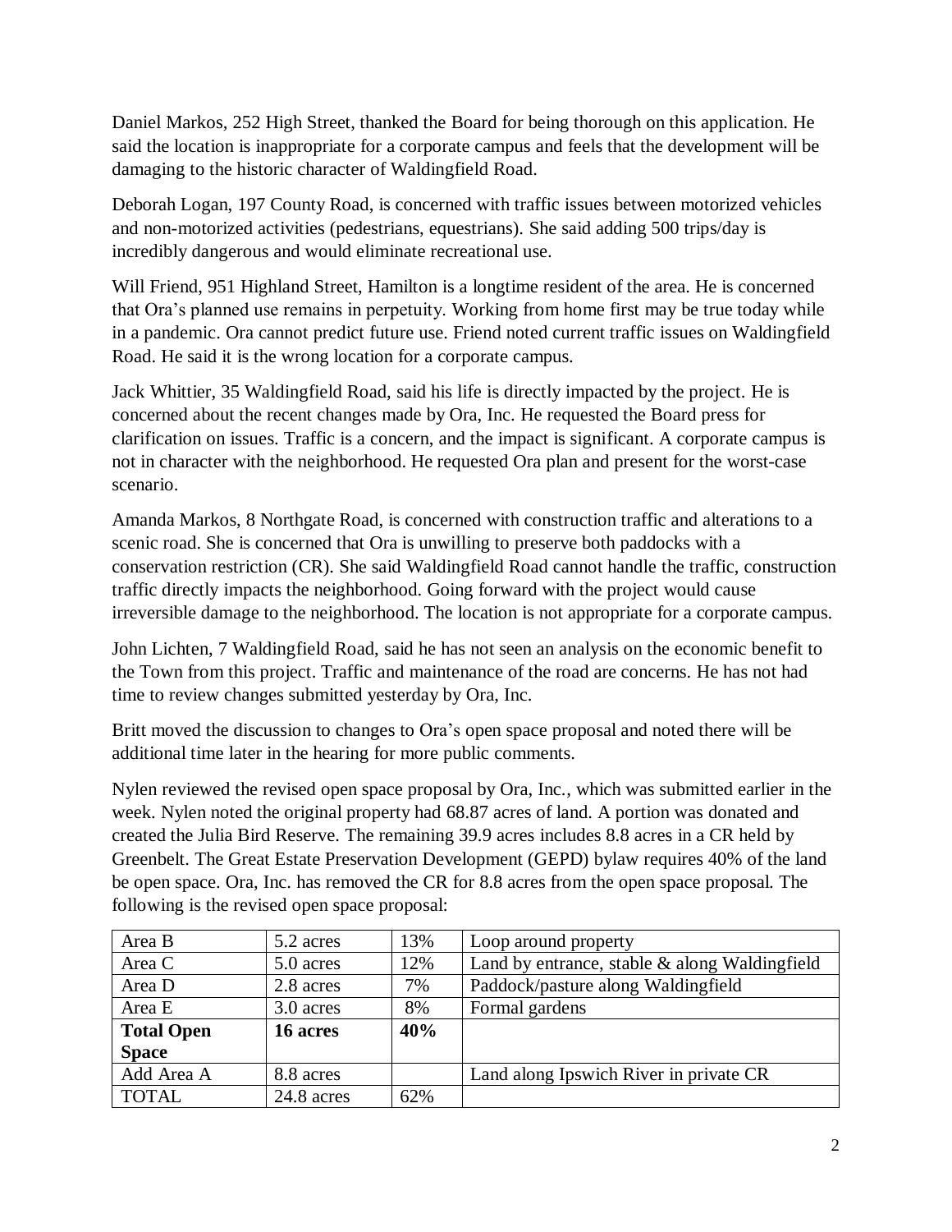Daniel Markos, 252 High Street, thanked the Board for being thorough on this application. He said the location is inappropriate for a corporate campus and feels that the development will be damaging to the historic character of Waldingfield Road.

Deborah Logan, 197 County Road, is concerned with traffic issues between motorized vehicles and non-motorized activities (pedestrians, equestrians). She said adding 500 trips/day is incredibly dangerous and would eliminate recreational use.

Will Friend, 951 Highland Street, Hamilton is a longtime resident of the area. He is concerned that Ora's planned use remains in perpetuity. Working from home first may be true today while in a pandemic. Ora cannot predict future use. Friend noted current traffic issues on Waldingfield Road. He said it is the wrong location for a corporate campus.

Jack Whittier, 35 Waldingfield Road, said his life is directly impacted by the project. He is concerned about the recent changes made by Ora, Inc. He requested the Board press for clarification on issues. Traffic is a concern, and the impact is significant. A corporate campus is not in character with the neighborhood. He requested Ora plan and present for the worst-case scenario.

Amanda Markos, 8 Northgate Road, is concerned with construction traffic and alterations to a scenic road. She is concerned that Ora is unwilling to preserve both paddocks with a conservation restriction (CR). She said Waldingfield Road cannot handle the traffic, construction traffic directly impacts the neighborhood. Going forward with the project would cause irreversible damage to the neighborhood. The location is not appropriate for a corporate campus.

John Lichten, 7 Waldingfield Road, said he has not seen an analysis on the economic benefit to the Town from this project. Traffic and maintenance of the road are concerns. He has not had time to review changes submitted yesterday by Ora, Inc.

Britt moved the discussion to changes to Ora's open space proposal and noted there will be additional time later in the hearing for more public comments.

Nylen reviewed the revised open space proposal by Ora, Inc., which was submitted earlier in the week. Nylen noted the original property had 68.87 acres of land. A portion was donated and created the Julia Bird Reserve. The remaining 39.9 acres includes 8.8 acres in a CR held by Greenbelt. The Great Estate Preservation Development (GEPD) bylaw requires 40% of the land be open space. Ora, Inc. has removed the CR for 8.8 acres from the open space proposal. The following is the revised open space proposal:

| Area B | 5.2 acres | 13% | Loop around property |
|---|---|---|---|
| Area C | 5.0 acres | 12% | Land by entrance, stable & along Waldingfield |
| Area D | 2.8 acres | 7% | Paddock/pasture along Waldingfield |
| Area E | 3.0 acres | 8% | Formal gardens |
| **Total Open Space** | **16 acres** | **40%** | |
| Add Area A | 8.8 acres | | Land along Ipswich River in private CR |
| TOTAL | 24.8 acres | 62% | |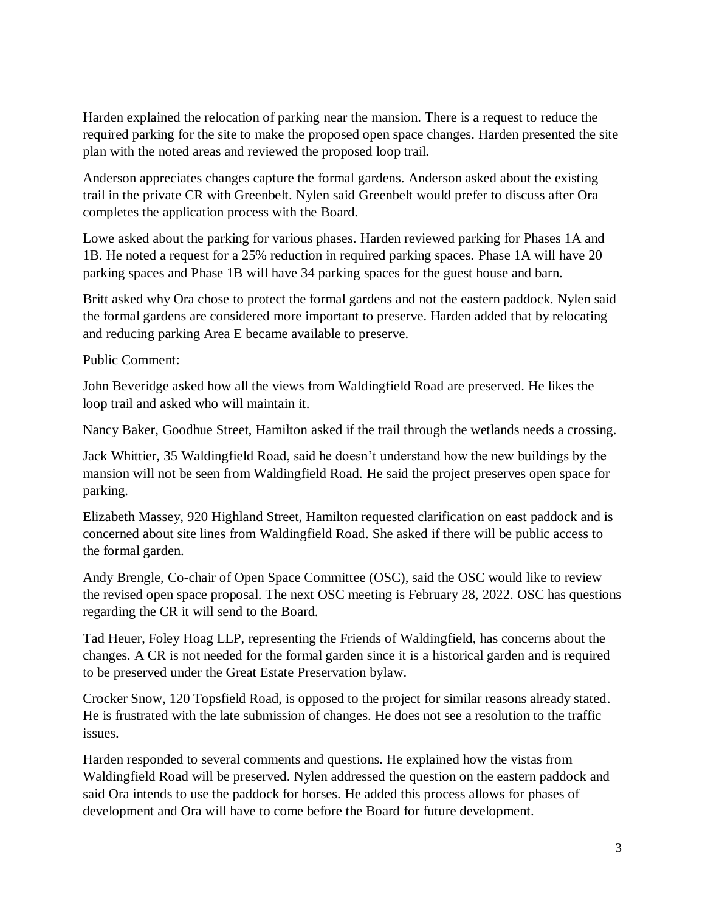Harden explained the relocation of parking near the mansion. There is a request to reduce the required parking for the site to make the proposed open space changes. Harden presented the site plan with the noted areas and reviewed the proposed loop trail.

Anderson appreciates changes capture the formal gardens. Anderson asked about the existing trail in the private CR with Greenbelt. Nylen said Greenbelt would prefer to discuss after Ora completes the application process with the Board.

Lowe asked about the parking for various phases. Harden reviewed parking for Phases 1A and 1B. He noted a request for a 25% reduction in required parking spaces. Phase 1A will have 20 parking spaces and Phase 1B will have 34 parking spaces for the guest house and barn.

Britt asked why Ora chose to protect the formal gardens and not the eastern paddock. Nylen said the formal gardens are considered more important to preserve. Harden added that by relocating and reducing parking Area E became available to preserve.

Public Comment:

John Beveridge asked how all the views from Waldingfield Road are preserved. He likes the loop trail and asked who will maintain it.

Nancy Baker, Goodhue Street, Hamilton asked if the trail through the wetlands needs a crossing.

Jack Whittier, 35 Waldingfield Road, said he doesn't understand how the new buildings by the mansion will not be seen from Waldingfield Road. He said the project preserves open space for parking.

Elizabeth Massey, 920 Highland Street, Hamilton requested clarification on east paddock and is concerned about site lines from Waldingfield Road. She asked if there will be public access to the formal garden.

Andy Brengle, Co-chair of Open Space Committee (OSC), said the OSC would like to review the revised open space proposal. The next OSC meeting is February 28, 2022. OSC has questions regarding the CR it will send to the Board.

Tad Heuer, Foley Hoag LLP, representing the Friends of Waldingfield, has concerns about the changes. A CR is not needed for the formal garden since it is a historical garden and is required to be preserved under the Great Estate Preservation bylaw.

Crocker Snow, 120 Topsfield Road, is opposed to the project for similar reasons already stated. He is frustrated with the late submission of changes. He does not see a resolution to the traffic issues.

Harden responded to several comments and questions. He explained how the vistas from Waldingfield Road will be preserved. Nylen addressed the question on the eastern paddock and said Ora intends to use the paddock for horses. He added this process allows for phases of development and Ora will have to come before the Board for future development.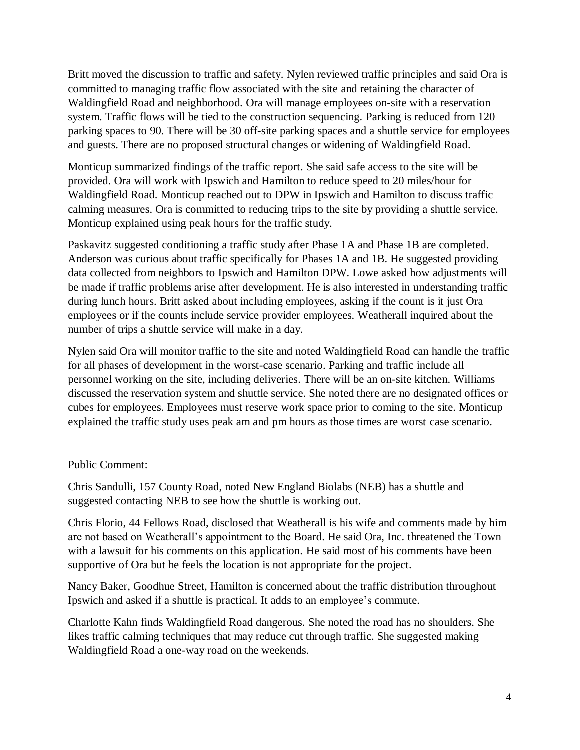Britt moved the discussion to traffic and safety. Nylen reviewed traffic principles and said Ora is committed to managing traffic flow associated with the site and retaining the character of Waldingfield Road and neighborhood. Ora will manage employees on-site with a reservation system. Traffic flows will be tied to the construction sequencing. Parking is reduced from 120 parking spaces to 90. There will be 30 off-site parking spaces and a shuttle service for employees and guests. There are no proposed structural changes or widening of Waldingfield Road.

Monticup summarized findings of the traffic report. She said safe access to the site will be provided. Ora will work with Ipswich and Hamilton to reduce speed to 20 miles/hour for Waldingfield Road. Monticup reached out to DPW in Ipswich and Hamilton to discuss traffic calming measures. Ora is committed to reducing trips to the site by providing a shuttle service. Monticup explained using peak hours for the traffic study.

Paskavitz suggested conditioning a traffic study after Phase 1A and Phase 1B are completed. Anderson was curious about traffic specifically for Phases 1A and 1B. He suggested providing data collected from neighbors to Ipswich and Hamilton DPW. Lowe asked how adjustments will be made if traffic problems arise after development. He is also interested in understanding traffic during lunch hours. Britt asked about including employees, asking if the count is it just Ora employees or if the counts include service provider employees. Weatherall inquired about the number of trips a shuttle service will make in a day.

Nylen said Ora will monitor traffic to the site and noted Waldingfield Road can handle the traffic for all phases of development in the worst-case scenario. Parking and traffic include all personnel working on the site, including deliveries. There will be an on-site kitchen. Williams discussed the reservation system and shuttle service. She noted there are no designated offices or cubes for employees. Employees must reserve work space prior to coming to the site. Monticup explained the traffic study uses peak am and pm hours as those times are worst case scenario.

Public Comment:

Chris Sandulli, 157 County Road, noted New England Biolabs (NEB) has a shuttle and suggested contacting NEB to see how the shuttle is working out.

Chris Florio, 44 Fellows Road, disclosed that Weatherall is his wife and comments made by him are not based on Weatherall's appointment to the Board. He said Ora, Inc. threatened the Town with a lawsuit for his comments on this application. He said most of his comments have been supportive of Ora but he feels the location is not appropriate for the project.

Nancy Baker, Goodhue Street, Hamilton is concerned about the traffic distribution throughout Ipswich and asked if a shuttle is practical. It adds to an employee's commute.

Charlotte Kahn finds Waldingfield Road dangerous. She noted the road has no shoulders. She likes traffic calming techniques that may reduce cut through traffic. She suggested making Waldingfield Road a one-way road on the weekends.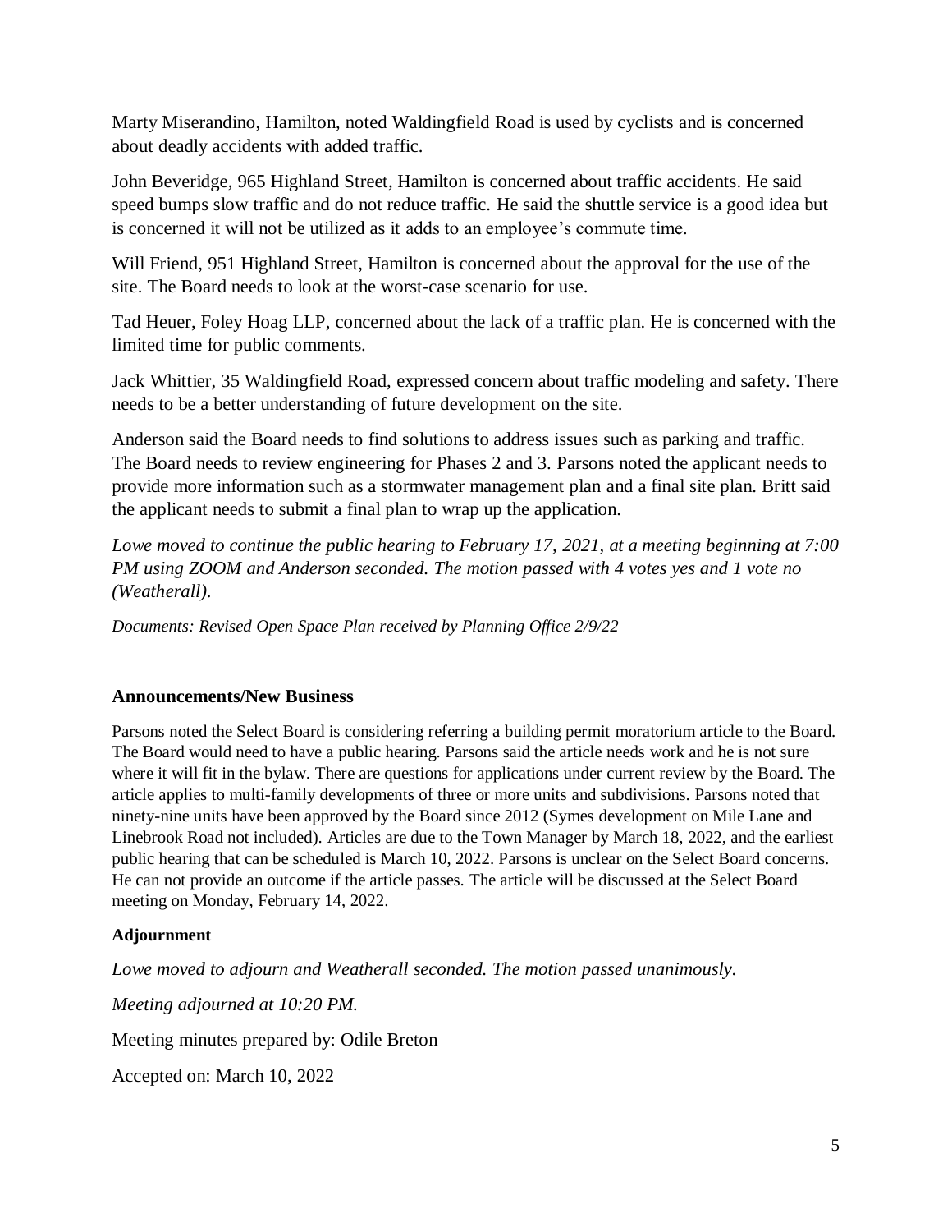Marty Miserandino, Hamilton, noted Waldingfield Road is used by cyclists and is concerned about deadly accidents with added traffic.

John Beveridge, 965 Highland Street, Hamilton is concerned about traffic accidents. He said speed bumps slow traffic and do not reduce traffic. He said the shuttle service is a good idea but is concerned it will not be utilized as it adds to an employee's commute time.

Will Friend, 951 Highland Street, Hamilton is concerned about the approval for the use of the site. The Board needs to look at the worst-case scenario for use.

Tad Heuer, Foley Hoag LLP, concerned about the lack of a traffic plan. He is concerned with the limited time for public comments.

Jack Whittier, 35 Waldingfield Road, expressed concern about traffic modeling and safety. There needs to be a better understanding of future development on the site.

Anderson said the Board needs to find solutions to address issues such as parking and traffic. The Board needs to review engineering for Phases 2 and 3. Parsons noted the applicant needs to provide more information such as a stormwater management plan and a final site plan. Britt said the applicant needs to submit a final plan to wrap up the application.

*Lowe moved to continue the public hearing to February 17, 2021, at a meeting beginning at 7:00 PM using ZOOM and Anderson seconded. The motion passed with 4 votes yes and 1 vote no (Weatherall).*

*Documents: Revised Open Space Plan received by Planning Office 2/9/22*

### Announcements/New Business

Parsons noted the Select Board is considering referring a building permit moratorium article to the Board. The Board would need to have a public hearing. Parsons said the article needs work and he is not sure where it will fit in the bylaw. There are questions for applications under current review by the Board. The article applies to multi-family developments of three or more units and subdivisions. Parsons noted that ninety-nine units have been approved by the Board since 2012 (Symes development on Mile Lane and Linebrook Road not included). Articles are due to the Town Manager by March 18, 2022, and the earliest public hearing that can be scheduled is March 10, 2022. Parsons is unclear on the Select Board concerns. He can not provide an outcome if the article passes. The article will be discussed at the Select Board meeting on Monday, February 14, 2022.

### Adjournment

*Lowe moved to adjourn and Weatherall seconded. The motion passed unanimously.*

*Meeting adjourned at 10:20 PM.*

Meeting minutes prepared by: Odile Breton

Accepted on: March 10, 2022